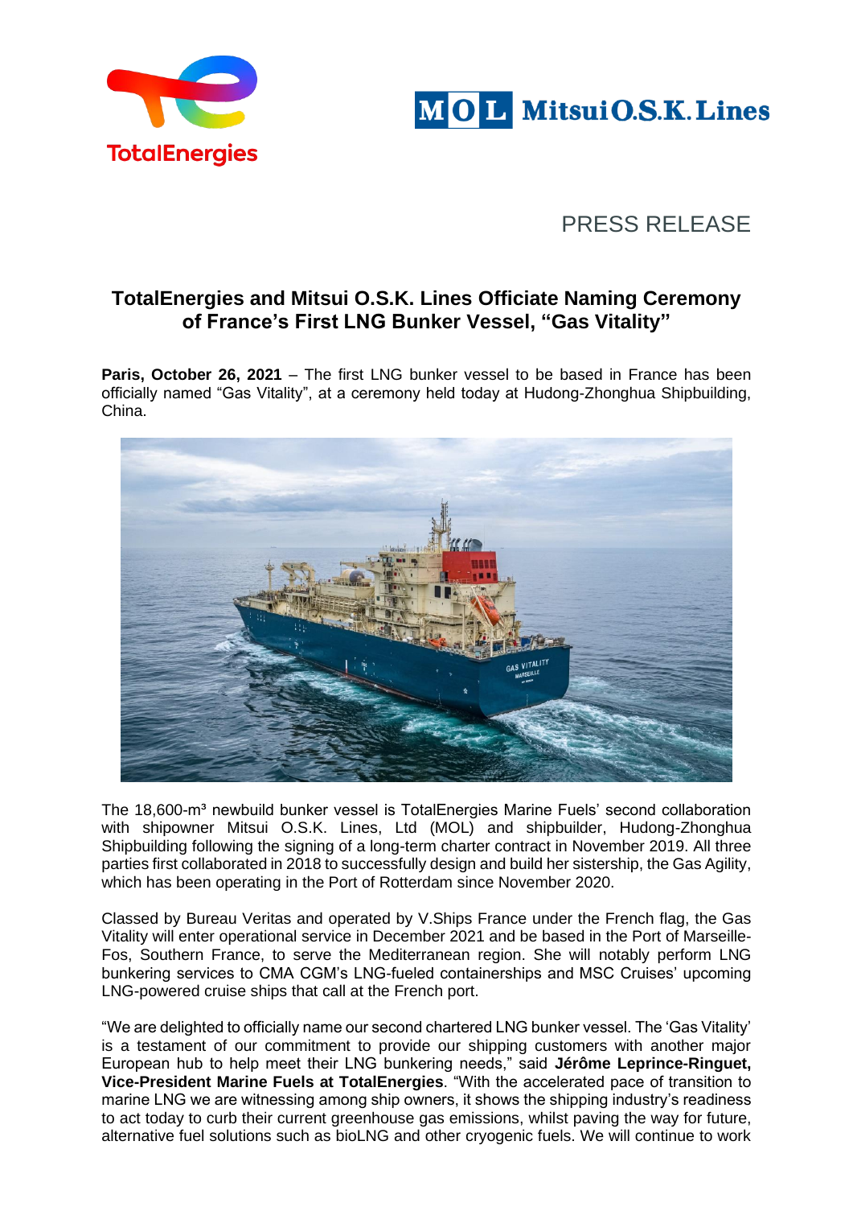PRESS RELEASE

# TotalEnergies and Mitsui O.S.K. Lines Officiate Naming Ceremony of France's First LNG Bunker Vessel, "Gas Vitality"

**Paris, October 26, 2021** – The first LNG bunker vessel to be based in France has been officially named "Gas Vitality", at a ceremony held today at Hudong-Zhonghua Shipbuilding, China.

The 18,600-m³ newbuild bunker vessel is TotalEnergies Marine Fuels' second collaboration with shipowner Mitsui O.S.K. Lines, Ltd (MOL) and shipbuilder, Hudong-Zhonghua Shipbuilding following the signing of a long-term charter contract in November 2019. All three parties first collaborated in 2018 to successfully design and build her sistership, the Gas Agility, which has been operating in the Port of Rotterdam since November 2020.

Classed by Bureau Veritas and operated by V.Ships France under the French flag, the Gas Vitality will enter operational service in December 2021 and be based in the Port of Marseille-Fos, Southern France, to serve the Mediterranean region. She will notably perform LNG bunkering services to CMA CGM's LNG-fueled containerships and MSC Cruises' upcoming LNG-powered cruise ships that call at the French port.

"We are delighted to officially name our second chartered LNG bunker vessel. The 'Gas Vitality' is a testament of our commitment to provide our shipping customers with another major European hub to help meet their LNG bunkering needs," said **Jérôme Leprince-Ringuet, Vice-President Marine Fuels at TotalEnergies**. "With the accelerated pace of transition to marine LNG we are witnessing among ship owners, it shows the shipping industry's readiness to act today to curb their current greenhouse gas emissions, whilst paving the way for future, alternative fuel solutions such as bioLNG and other cryogenic fuels. We will continue to work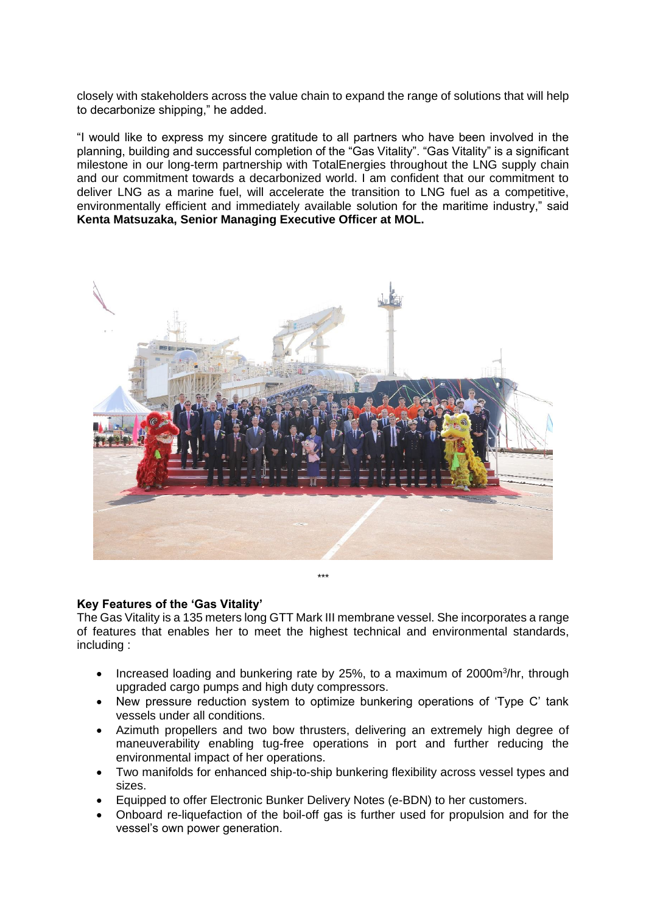closely with stakeholders across the value chain to expand the range of solutions that will help to decarbonize shipping," he added.

"I would like to express my sincere gratitude to all partners who have been involved in the planning, building and successful completion of the "Gas Vitality". "Gas Vitality" is a significant milestone in our long-term partnership with TotalEnergies throughout the LNG supply chain and our commitment towards a decarbonized world. I am confident that our commitment to deliver LNG as a marine fuel, will accelerate the transition to LNG fuel as a competitive, environmentally efficient and immediately available solution for the maritime industry," said **Kenta Matsuzaka, Senior Managing Executive Officer at MOL.**

***

**Key Features of the 'Gas Vitality'**

The Gas Vitality is a 135 meters long GTT Mark III membrane vessel. She incorporates a range of features that enables her to meet the highest technical and environmental standards, including :

- Increased loading and bunkering rate by 25%, to a maximum of 2000m$^3$/hr, through upgraded cargo pumps and high duty compressors.
- New pressure reduction system to optimize bunkering operations of 'Type C' tank vessels under all conditions.
- Azimuth propellers and two bow thrusters, delivering an extremely high degree of maneuverability enabling tug-free operations in port and further reducing the environmental impact of her operations.
- Two manifolds for enhanced ship-to-ship bunkering flexibility across vessel types and sizes.
- Equipped to offer Electronic Bunker Delivery Notes (e-BDN) to her customers.
- Onboard re-liquefaction of the boil-off gas is further used for propulsion and for the vessel's own power generation.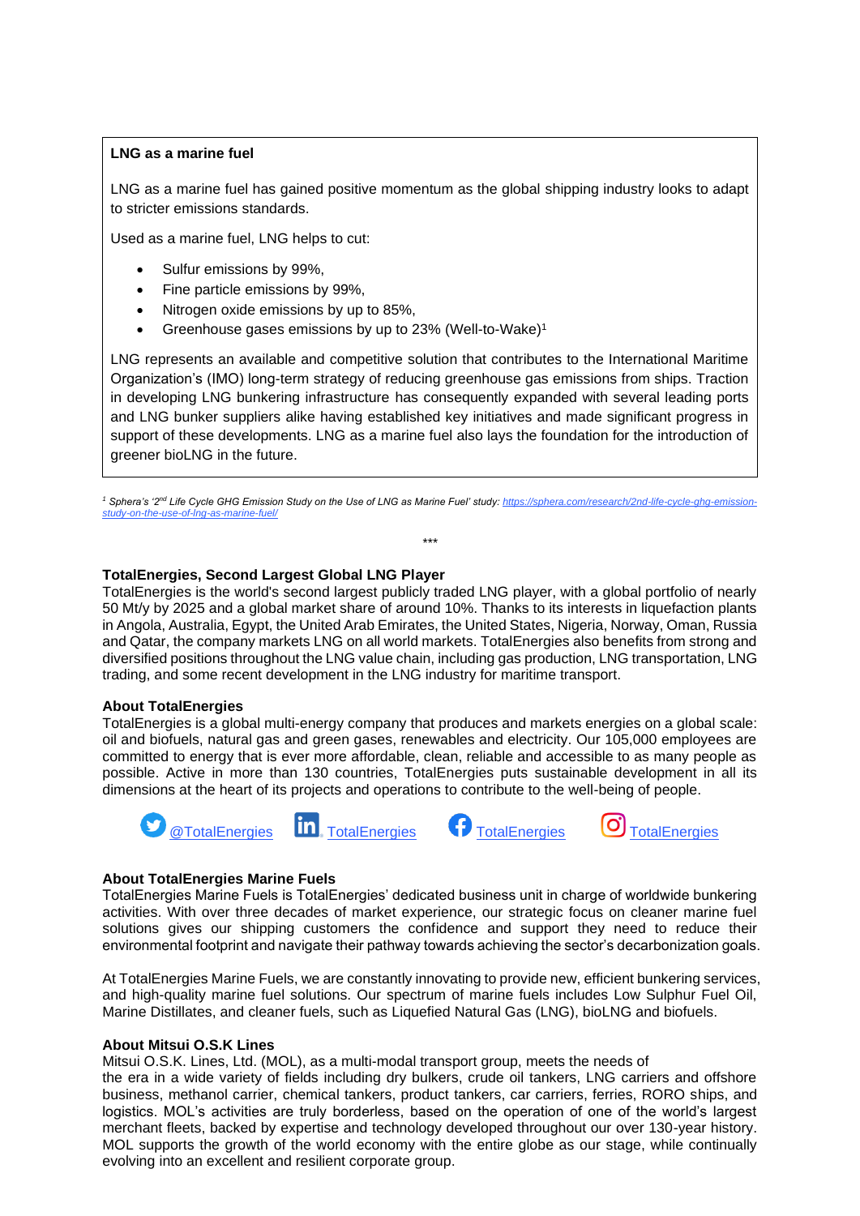**LNG as a marine fuel**

LNG as a marine fuel has gained positive momentum as the global shipping industry looks to adapt to stricter emissions standards.

Used as a marine fuel, LNG helps to cut:

- Sulfur emissions by 99%,
- Fine particle emissions by 99%,
- Nitrogen oxide emissions by up to 85%,
- Greenhouse gases emissions by up to 23% (Well-to-Wake)[1]

LNG represents an available and competitive solution that contributes to the International Maritime Organization's (IMO) long-term strategy of reducing greenhouse gas emissions from ships. Traction in developing LNG bunkering infrastructure has consequently expanded with several leading ports and LNG bunker suppliers alike having established key initiatives and made significant progress in support of these developments. LNG as a marine fuel also lays the foundation for the introduction of greener bioLNG in the future.

[1] *Sphera's '2nd Life Cycle GHG Emission Study on the Use of LNG as Marine Fuel' study: https://sphera.com/research/2nd-life-cycle-ghg-emission-study-on-the-use-of-lng-as-marine-fuel/*

***

**TotalEnergies, Second Largest Global LNG Player**

TotalEnergies is the world's second largest publicly traded LNG player, with a global portfolio of nearly 50 Mt/y by 2025 and a global market share of around 10%. Thanks to its interests in liquefaction plants in Angola, Australia, Egypt, the United Arab Emirates, the United States, Nigeria, Norway, Oman, Russia and Qatar, the company markets LNG on all world markets. TotalEnergies also benefits from strong and diversified positions throughout the LNG value chain, including gas production, LNG transportation, LNG trading, and some recent development in the LNG industry for maritime transport.

**About TotalEnergies**

TotalEnergies is a global multi-energy company that produces and markets energies on a global scale: oil and biofuels, natural gas and green gases, renewables and electricity. Our 105,000 employees are committed to energy that is ever more affordable, clean, reliable and accessible to as many people as possible. Active in more than 130 countries, TotalEnergies puts sustainable development in all its dimensions at the heart of its projects and operations to contribute to the well-being of people.

@TotalEnergies TotalEnergies TotalEnergies TotalEnergies

**About TotalEnergies Marine Fuels**

TotalEnergies Marine Fuels is TotalEnergies' dedicated business unit in charge of worldwide bunkering activities. With over three decades of market experience, our strategic focus on cleaner marine fuel solutions gives our shipping customers the confidence and support they need to reduce their environmental footprint and navigate their pathway towards achieving the sector's decarbonization goals.

At TotalEnergies Marine Fuels, we are constantly innovating to provide new, efficient bunkering services, and high-quality marine fuel solutions. Our spectrum of marine fuels includes Low Sulphur Fuel Oil, Marine Distillates, and cleaner fuels, such as Liquefied Natural Gas (LNG), bioLNG and biofuels.

**About Mitsui O.S.K Lines**

Mitsui O.S.K. Lines, Ltd. (MOL), as a multi-modal transport group, meets the needs of the era in a wide variety of fields including dry bulkers, crude oil tankers, LNG carriers and offshore business, methanol carrier, chemical tankers, product tankers, car carriers, ferries, RORO ships, and logistics. MOL's activities are truly borderless, based on the operation of one of the world's largest merchant fleets, backed by expertise and technology developed throughout our over 130-year history. MOL supports the growth of the world economy with the entire globe as our stage, while continually evolving into an excellent and resilient corporate group.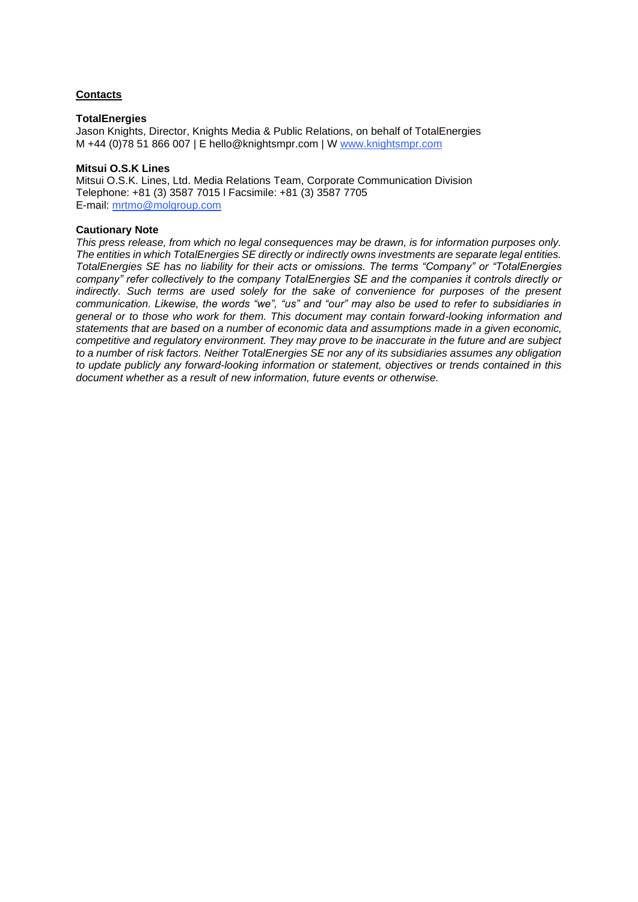## Contacts

**TotalEnergies**
Jason Knights, Director, Knights Media & Public Relations, on behalf of TotalEnergies
M +44 (0)78 51 866 007 | E hello@knightsmpr.com | W www.knightsmpr.com

**Mitsui O.S.K Lines**
Mitsui O.S.K. Lines, Ltd. Media Relations Team, Corporate Communication Division
Telephone: +81 (3) 3587 7015 l Facsimile: +81 (3) 3587 7705
E-mail: mrtmo@molgroup.com

**Cautionary Note**

*This press release, from which no legal consequences may be drawn, is for information purposes only. The entities in which TotalEnergies SE directly or indirectly owns investments are separate legal entities. TotalEnergies SE has no liability for their acts or omissions. The terms "Company" or "TotalEnergies company" refer collectively to the company TotalEnergies SE and the companies it controls directly or indirectly. Such terms are used solely for the sake of convenience for purposes of the present communication. Likewise, the words "we", "us" and "our" may also be used to refer to subsidiaries in general or to those who work for them. This document may contain forward-looking information and statements that are based on a number of economic data and assumptions made in a given economic, competitive and regulatory environment. They may prove to be inaccurate in the future and are subject to a number of risk factors. Neither TotalEnergies SE nor any of its subsidiaries assumes any obligation to update publicly any forward-looking information or statement, objectives or trends contained in this document whether as a result of new information, future events or otherwise.*